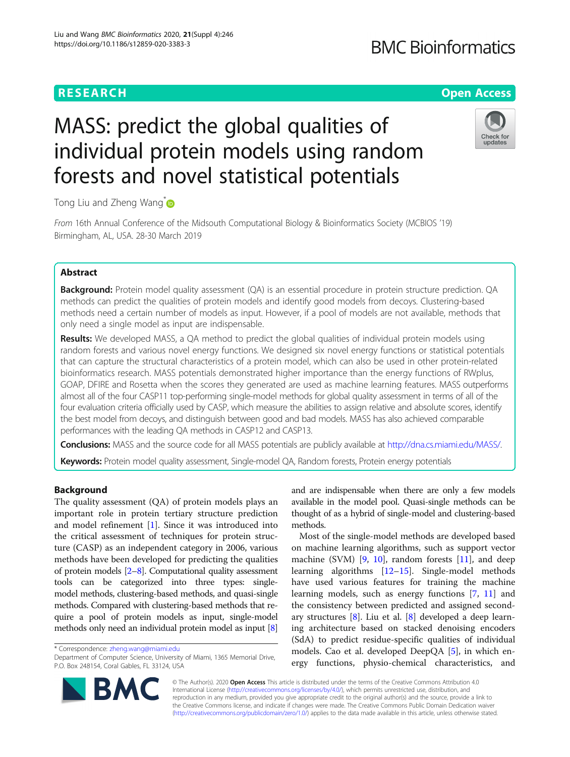# MASS: predict the global qualities of individual protein models using random forests and novel statistical potentials

Tong Liu and Zheng Wang*

*From* 16th Annual Conference of the Midsouth Computational Biology & Bioinformatics Society (MCBIOS '19) Birmingham, AL, USA. 28-30 March 2019

## Abstract

**Background:** Protein model quality assessment (QA) is an essential procedure in protein structure prediction. QA methods can predict the qualities of protein models and identify good models from decoys. Clustering-based methods need a certain number of models as input. However, if a pool of models are not available, methods that only need a single model as input are indispensable.

**Results:** We developed MASS, a QA method to predict the global qualities of individual protein models using random forests and various novel energy functions. We designed six novel energy functions or statistical potentials that can capture the structural characteristics of a protein model, which can also be used in other protein-related bioinformatics research. MASS potentials demonstrated higher importance than the energy functions of RWplus, GOAP, DFIRE and Rosetta when the scores they generated are used as machine learning features. MASS outperforms almost all of the four CASP11 top-performing single-model methods for global quality assessment in terms of all of the four evaluation criteria officially used by CASP, which measure the abilities to assign relative and absolute scores, identify the best model from decoys, and distinguish between good and bad models. MASS has also achieved comparable performances with the leading QA methods in CASP12 and CASP13.

**Conclusions:** MASS and the source code for all MASS potentials are publicly available at http://dna.cs.miami.edu/MASS/.

**Keywords:** Protein model quality assessment, Single-model QA, Random forests, Protein energy potentials

## Background

The quality assessment (QA) of protein models plays an important role in protein tertiary structure prediction and model refinement [1]. Since it was introduced into the critical assessment of techniques for protein structure (CASP) as an independent category in 2006, various methods have been developed for predicting the qualities of protein models [2–8]. Computational quality assessment tools can be categorized into three types: single-model methods, clustering-based methods, and quasi-single methods. Compared with clustering-based methods that require a pool of protein models as input, single-model methods only need an individual protein model as input [8] and are indispensable when there are only a few models available in the model pool. Quasi-single methods can be thought of as a hybrid of single-model and clustering-based methods.

Most of the single-model methods are developed based on machine learning algorithms, such as support vector machine (SVM) [9, 10], random forests [11], and deep learning algorithms [12–15]. Single-model methods have used various features for training the machine learning models, such as energy functions [7, 11] and the consistency between predicted and assigned secondary structures [8]. Liu et al. [8] developed a deep learning architecture based on stacked denoising encoders (SdA) to predict residue-specific qualities of individual models. Cao et al. developed DeepQA [5], in which energy functions, physio-chemical characteristics, and

* Correspondence: zheng.wang@miami.edu
Department of Computer Science, University of Miami, 1365 Memorial Drive, P.O. Box 248154, Coral Gables, FL 33124, USA

© The Author(s). 2020 **Open Access** This article is distributed under the terms of the Creative Commons Attribution 4.0 International License (http://creativecommons.org/licenses/by/4.0/), which permits unrestricted use, distribution, and reproduction in any medium, provided you give appropriate credit to the original author(s) and the source, provide a link to the Creative Commons license, and indicate if changes were made. The Creative Commons Public Domain Dedication waiver (http://creativecommons.org/publicdomain/zero/1.0/) applies to the data made available in this article, unless otherwise stated.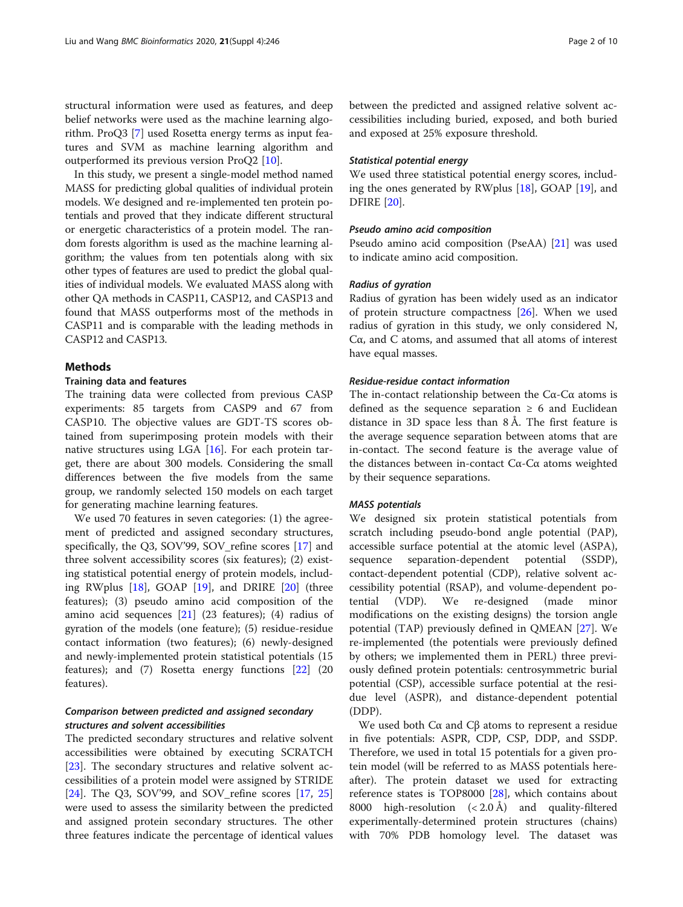structural information were used as features, and deep belief networks were used as the machine learning algorithm. ProQ3 [7] used Rosetta energy terms as input features and SVM as machine learning algorithm and outperformed its previous version ProQ2 [10].

In this study, we present a single-model method named MASS for predicting global qualities of individual protein models. We designed and re-implemented ten protein potentials and proved that they indicate different structural or energetic characteristics of a protein model. The random forests algorithm is used as the machine learning algorithm; the values from ten potentials along with six other types of features are used to predict the global qualities of individual models. We evaluated MASS along with other QA methods in CASP11, CASP12, and CASP13 and found that MASS outperforms most of the methods in CASP11 and is comparable with the leading methods in CASP12 and CASP13.

## Methods

### Training data and features

The training data were collected from previous CASP experiments: 85 targets from CASP9 and 67 from CASP10. The objective values are GDT-TS scores obtained from superimposing protein models with their native structures using LGA [16]. For each protein target, there are about 300 models. Considering the small differences between the five models from the same group, we randomly selected 150 models on each target for generating machine learning features.

We used 70 features in seven categories: (1) the agreement of predicted and assigned secondary structures, specifically, the Q3, SOV'99, SOV_refine scores [17] and three solvent accessibility scores (six features); (2) existing statistical potential energy of protein models, including RWplus [18], GOAP [19], and DRIRE [20] (three features); (3) pseudo amino acid composition of the amino acid sequences [21] (23 features); (4) radius of gyration of the models (one feature); (5) residue-residue contact information (two features); (6) newly-designed and newly-implemented protein statistical potentials (15 features); and (7) Rosetta energy functions [22] (20 features).

#### *Comparison between predicted and assigned secondary structures and solvent accessibilities*

The predicted secondary structures and relative solvent accessibilities were obtained by executing SCRATCH [23]. The secondary structures and relative solvent accessibilities of a protein model were assigned by STRIDE [24]. The Q3, SOV'99, and SOV_refine scores [17, 25] were used to assess the similarity between the predicted and assigned protein secondary structures. The other three features indicate the percentage of identical values between the predicted and assigned relative solvent accessibilities including buried, exposed, and both buried and exposed at 25% exposure threshold.

#### *Statistical potential energy*

We used three statistical potential energy scores, including the ones generated by RWplus [18], GOAP [19], and DFIRE [20].

#### *Pseudo amino acid composition*

Pseudo amino acid composition (PseAA) [21] was used to indicate amino acid composition.

#### *Radius of gyration*

Radius of gyration has been widely used as an indicator of protein structure compactness [26]. When we used radius of gyration in this study, we only considered N, Cα, and C atoms, and assumed that all atoms of interest have equal masses.

#### *Residue-residue contact information*

The in-contact relationship between the Cα-Cα atoms is defined as the sequence separation ≥ 6 and Euclidean distance in 3D space less than 8 Å. The first feature is the average sequence separation between atoms that are in-contact. The second feature is the average value of the distances between in-contact Cα-Cα atoms weighted by their sequence separations.

#### *MASS potentials*

We designed six protein statistical potentials from scratch including pseudo-bond angle potential (PAP), accessible surface potential at the atomic level (ASPA), sequence separation-dependent potential (SSDP), contact-dependent potential (CDP), relative solvent accessibility potential (RSAP), and volume-dependent potential (VDP). We re-designed (made minor modifications on the existing designs) the torsion angle potential (TAP) previously defined in QMEAN [27]. We re-implemented (the potentials were previously defined by others; we implemented them in PERL) three previously defined protein potentials: centrosymmetric burial potential (CSP), accessible surface potential at the residue level (ASPR), and distance-dependent potential (DDP).

We used both Cα and Cβ atoms to represent a residue in five potentials: ASPR, CDP, CSP, DDP, and SSDP. Therefore, we used in total 15 potentials for a given protein model (will be referred to as MASS potentials hereafter). The protein dataset we used for extracting reference states is TOP8000 [28], which contains about 8000 high-resolution (< 2.0 Å) and quality-filtered experimentally-determined protein structures (chains) with 70% PDB homology level. The dataset was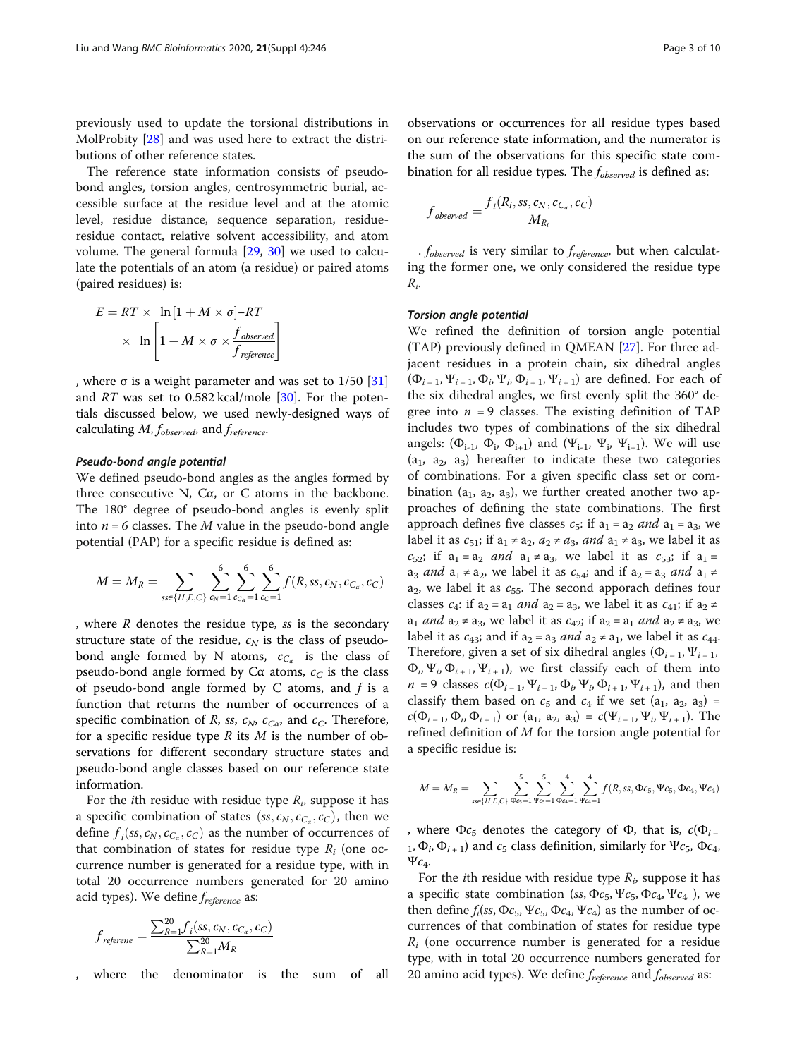previously used to update the torsional distributions in MolProbity [28] and was used here to extract the distributions of other reference states.

The reference state information consists of pseudo-bond angles, torsion angles, centrosymmetric burial, accessible surface at the residue level and at the atomic level, residue distance, sequence separation, residue-residue contact, relative solvent accessibility, and atom volume. The general formula [29, 30] we used to calculate the potentials of an atom (a residue) or paired atoms (paired residues) is:

$$E = RT \times \ln[1 + M \times \sigma] - RT \times \ln\left[1 + M \times \sigma \times \frac{f_{observed}}{f_{reference}}\right]$$

, where σ is a weight parameter and was set to 1/50 [31] and $RT$ was set to 0.582 kcal/mole [30]. For the potentials discussed below, we used newly-designed ways of calculating $M$, $f_{observed}$, and $f_{reference}$.

#### *Pseudo-bond angle potential*

We defined pseudo-bond angles as the angles formed by three consecutive N, Cα, or C atoms in the backbone. The 180° degree of pseudo-bond angles is evenly split into $n = 6$ classes. The $M$ value in the pseudo-bond angle potential (PAP) for a specific residue is defined as:

$$M = M_R = \sum_{ss\in\{H,E,C\}} \sum_{c_N=1}^{6} \sum_{c_{C_\alpha}=1}^{6} \sum_{c_C=1}^{6} f(R, ss, c_N, c_{C_\alpha}, c_C)$$

, where $R$ denotes the residue type, $ss$ is the secondary structure state of the residue, $c_N$ is the class of pseudo-bond angle formed by N atoms, $c_{C_\alpha}$ is the class of pseudo-bond angle formed by Cα atoms, $c_C$ is the class of pseudo-bond angle formed by C atoms, and $f$ is a function that returns the number of occurrences of a specific combination of $R$, $ss$, $c_N$, $c_{C\alpha}$, and $c_C$. Therefore, for a specific residue type $R$ its $M$ is the number of observations for different secondary structure states and pseudo-bond angle classes based on our reference state information.

For the $i$th residue with residue type $R_i$, suppose it has a specific combination of states $(ss, c_N, c_{C_\alpha}, c_C)$, then we define $f_i(ss, c_N, c_{C_\alpha}, c_C)$ as the number of occurrences of that combination of states for residue type $R_i$ (one occurrence number is generated for a residue type, with in total 20 occurrence numbers generated for 20 amino acid types). We define $f_{reference}$ as:

$$f_{referene} = \frac{\sum_{R=1}^{20} f_i(ss, c_N, c_{C_\alpha}, c_C)}{\sum_{R=1}^{20} M_R}$$

, where the denominator is the sum of all observations or occurrences for all residue types based on our reference state information, and the numerator is the sum of the observations for this specific state combination for all residue types. The $f_{observed}$ is defined as:

$$f_{observed} = \frac{f_i(R_i, ss, c_N, c_{C_\alpha}, c_C)}{M_{R_i}}$$

. $f_{observed}$ is very similar to $f_{reference}$, but when calculating the former one, we only considered the residue type $R_i$.

#### *Torsion angle potential*

We refined the definition of torsion angle potential (TAP) previously defined in QMEAN [27]. For three adjacent residues in a protein chain, six dihedral angles $(\Phi_{i-1}, \Psi_{i-1}, \Phi_i, \Psi_i, \Phi_{i+1}, \Psi_{i+1})$ are defined. For each of the six dihedral angles, we first evenly split the 360° degree into $n = 9$ classes. The existing definition of TAP includes two types of combinations of the six dihedral angels: $(\Phi_{i-1}, \Phi_i, \Phi_{i+1})$ and $(\Psi_{i-1}, \Psi_i, \Psi_{i+1})$. We will use $(a_1, a_2, a_3)$ hereafter to indicate these two categories of combinations. For a given specific class set or combination $(a_1, a_2, a_3)$, we further created another two approaches of defining the state combinations. The first approach defines five classes $c_5$: if $a_1 = a_2$ *and* $a_1 = a_3$, we label it as $c_{51}$; if $a_1 \neq a_2$, $a_2 \neq a_3$, *and* $a_1 \neq a_3$, we label it as $c_{52}$; if $a_1 = a_2$ *and* $a_1 \neq a_3$, we label it as $c_{53}$; if $a_1 = a_3$ *and* $a_1 \neq a_2$, we label it as $c_{54}$; and if $a_2 = a_3$ *and* $a_1 \neq a_2$, we label it as $c_{55}$. The second apporach defines four classes $c_4$: if $a_2 = a_1$ *and* $a_2 = a_3$, we label it as $c_{41}$; if $a_2 \neq a_1$ *and* $a_2 \neq a_3$, we label it as $c_{42}$; if $a_2 = a_1$ *and* $a_2 \neq a_3$, we label it as $c_{43}$; and if $a_2 = a_3$ *and* $a_2 \neq a_1$, we label it as $c_{44}$. Therefore, given a set of six dihedral angles $(\Phi_{i-1}, \Psi_{i-1}, \Phi_i, \Psi_i, \Phi_{i+1}, \Psi_{i+1})$, we first classify each of them into $n = 9$ classes $c(\Phi_{i-1}, \Psi_{i-1}, \Phi_i, \Psi_i, \Phi_{i+1}, \Psi_{i+1})$, and then classify them based on $c_5$ and $c_4$ if we set $(a_1, a_2, a_3) = c(\Phi_{i-1}, \Phi_i, \Phi_{i+1})$ or $(a_1, a_2, a_3) = c(\Psi_{i-1}, \Psi_i, \Psi_{i+1})$. The refined definition of $M$ for the torsion angle potential for a specific residue is:

$$M = M_R = \sum_{ss\in\{H,E,C\}} \sum_{\Phi c_5=1}^{5} \sum_{\Psi c_5=1}^{5} \sum_{\Phi c_4=1}^{4} \sum_{\Psi c_4=1}^{4} f(R, ss, \Phi c_5, \Psi c_5, \Phi c_4, \Psi c_4)$$

, where $\Phi c_5$ denotes the category of Φ, that is, $c(\Phi_{i-1}, \Phi_i, \Phi_{i+1})$ and $c_5$ class definition, similarly for $\Psi c_5$, $\Phi c_4$, $\Psi c_4$.

For the $i$th residue with residue type $R_i$, suppose it has a specific state combination $(ss, \Phi c_5, \Psi c_5, \Phi c_4, \Psi c_4)$, we then define $f_i(ss, \Phi c_5, \Psi c_5, \Phi c_4, \Psi c_4)$ as the number of occurrences of that combination of states for residue type $R_i$ (one occurrence number is generated for a residue type, with in total 20 occurrence numbers generated for 20 amino acid types). We define $f_{reference}$ and $f_{observed}$ as: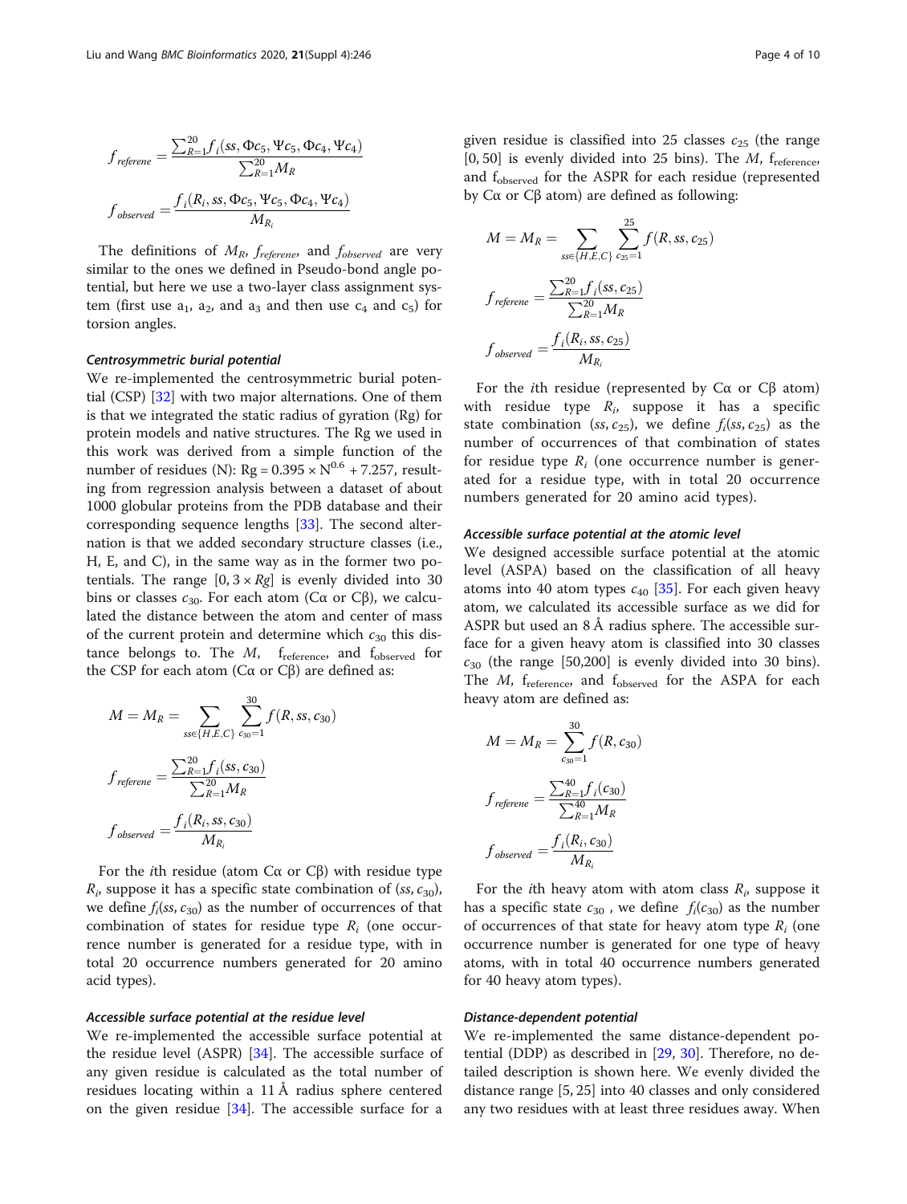$$f_{referene} = \frac{\sum_{R=1}^{20} f_i(ss, \Phi c_5, \Psi c_5, \Phi c_4, \Psi c_4)}{\sum_{R=1}^{20} M_R}$$

$$f_{observed} = \frac{f_i(R_i, ss, \Phi c_5, \Psi c_5, \Phi c_4, \Psi c_4)}{M_{R_i}}$$

The definitions of $M_R$, $f_{referene}$, and $f_{observed}$ are very similar to the ones we defined in Pseudo-bond angle potential, but here we use a two-layer class assignment system (first use $a_1$, $a_2$, and $a_3$ and then use $c_4$ and $c_5$) for torsion angles.

#### Centrosymmetric burial potential

We re-implemented the centrosymmetric burial potential (CSP) [32] with two major alternations. One of them is that we integrated the static radius of gyration (Rg) for protein models and native structures. The Rg we used in this work was derived from a simple function of the number of residues (N): $Rg = 0.395 \times N^{0.6} + 7.257$, resulting from regression analysis between a dataset of about 1000 globular proteins from the PDB database and their corresponding sequence lengths [33]. The second alternation is that we added secondary structure classes (i.e., H, E, and C), in the same way as in the former two potentials. The range $[0, 3 \times Rg]$ is evenly divided into 30 bins or classes $c_{30}$. For each atom (Cα or Cβ), we calculated the distance between the atom and center of mass of the current protein and determine which $c_{30}$ this distance belongs to. The $M$, $f_{reference}$, and $f_{observed}$ for the CSP for each atom (Cα or Cβ) are defined as:

$$M = M_R = \sum_{ss \in \{H,E,C\}} \sum_{c_{30}=1}^{30} f(R, ss, c_{30})$$

$$f_{referene} = \frac{\sum_{R=1}^{20} f_i(ss, c_{30})}{\sum_{R=1}^{20} M_R}$$

$$f_{observed} = \frac{f_i(R_i, ss, c_{30})}{M_{R_i}}$$

For the $i$th residue (atom Cα or Cβ) with residue type $R_i$, suppose it has a specific state combination of $(ss, c_{30})$, we define $f_i(ss, c_{30})$ as the number of occurrences of that combination of states for residue type $R_i$ (one occurrence number is generated for a residue type, with in total 20 occurrence numbers generated for 20 amino acid types).

#### Accessible surface potential at the residue level

We re-implemented the accessible surface potential at the residue level (ASPR) [34]. The accessible surface of any given residue is calculated as the total number of residues locating within a 11 Å radius sphere centered on the given residue [34]. The accessible surface for a given residue is classified into 25 classes $c_{25}$ (the range $[0, 50]$ is evenly divided into 25 bins). The $M$, $f_{reference}$, and $f_{observed}$ for the ASPR for each residue (represented by Cα or Cβ atom) are defined as following:

$$M = M_R = \sum_{ss \in \{H,E,C\}} \sum_{c_{25}=1}^{25} f(R, ss, c_{25})$$

$$f_{referene} = \frac{\sum_{R=1}^{20} f_i(ss, c_{25})}{\sum_{R=1}^{20} M_R}$$

$$f_{observed} = \frac{f_i(R_i, ss, c_{25})}{M_{R_i}}$$

For the $i$th residue (represented by Cα or Cβ atom) with residue type $R_i$, suppose it has a specific state combination $(ss, c_{25})$, we define $f_i(ss, c_{25})$ as the number of occurrences of that combination of states for residue type $R_i$ (one occurrence number is generated for a residue type, with in total 20 occurrence numbers generated for 20 amino acid types).

#### Accessible surface potential at the atomic level

We designed accessible surface potential at the atomic level (ASPA) based on the classification of all heavy atoms into 40 atom types $c_{40}$ [35]. For each given heavy atom, we calculated its accessible surface as we did for ASPR but used an 8 Å radius sphere. The accessible surface for a given heavy atom is classified into 30 classes $c_{30}$ (the range [50,200] is evenly divided into 30 bins). The $M$, $f_{reference}$, and $f_{observed}$ for the ASPA for each heavy atom are defined as:

$$M = M_R = \sum_{c_{30}=1}^{30} f(R, c_{30})$$

$$f_{referene} = \frac{\sum_{R=1}^{40} f_i(c_{30})}{\sum_{R=1}^{40} M_R}$$

$$f_{observed} = \frac{f_i(R_i, c_{30})}{M_{R_i}}$$

For the $i$th heavy atom with atom class $R_i$, suppose it has a specific state $c_{30}$ , we define $f_i(c_{30})$ as the number of occurrences of that state for heavy atom type $R_i$ (one occurrence number is generated for one type of heavy atoms, with in total 40 occurrence numbers generated for 40 heavy atom types).

#### Distance-dependent potential

We re-implemented the same distance-dependent potential (DDP) as described in [29, 30]. Therefore, no detailed description is shown here. We evenly divided the distance range [5, 25] into 40 classes and only considered any two residues with at least three residues away. When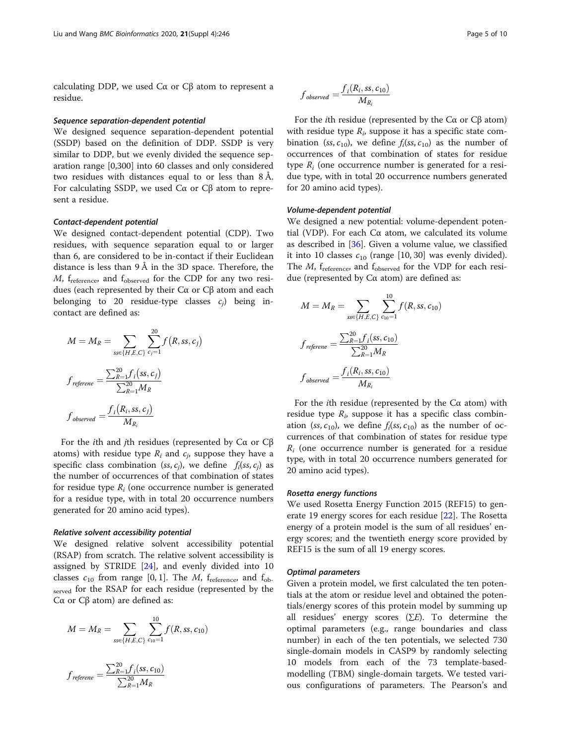calculating DDP, we used Cα or Cβ atom to represent a residue.

#### Sequence separation-dependent potential

We designed sequence separation-dependent potential (SSDP) based on the definition of DDP. SSDP is very similar to DDP, but we evenly divided the sequence separation range [0,300] into 60 classes and only considered two residues with distances equal to or less than 8 Å. For calculating SSDP, we used Cα or Cβ atom to represent a residue.

#### Contact-dependent potential

We designed contact-dependent potential (CDP). Two residues, with sequence separation equal to or larger than 6, are considered to be in-contact if their Euclidean distance is less than 9 Å in the 3D space. Therefore, the $M$, $f_{\text{reference}}$, and $f_{\text{observed}}$ for the CDP for any two residues (each represented by their Cα or Cβ atom and each belonging to 20 residue-type classes $c_j$) being in-contact are defined as:

$$M = M_R = \sum_{ss \in \{H,E,C\}} \sum_{c_j=1}^{20} f(R, ss, c_j)$$

$$f_{referene} = \frac{\sum_{R=1}^{20} f_i(ss, c_j)}{\sum_{R=1}^{20} M_R}$$

$$f_{observed} = \frac{f_i(R_i, ss, c_j)}{M_{R_i}}$$

For the $i$th and $j$th residues (represented by Cα or Cβ atoms) with residue type $R_i$ and $c_j$, suppose they have a specific class combination $(ss, c_j)$, we define $f_i(ss, c_j)$ as the number of occurrences of that combination of states for residue type $R_i$ (one occurrence number is generated for a residue type, with in total 20 occurrence numbers generated for 20 amino acid types).

#### Relative solvent accessibility potential

We designed relative solvent accessibility potential (RSAP) from scratch. The relative solvent accessibility is assigned by STRIDE [24], and evenly divided into 10 classes $c_{10}$ from range [0, 1]. The $M$, $f_{\text{reference}}$, and $f_{\text{observed}}$ for the RSAP for each residue (represented by the Cα or Cβ atom) are defined as:

$$M = M_R = \sum_{ss \in \{H,E,C\}} \sum_{c_{10}=1}^{10} f(R, ss, c_{10})$$

$$f_{referene} = \frac{\sum_{R=1}^{20} f_i(ss, c_{10})}{\sum_{R=1}^{20} M_R}$$

$$f_{observed} = \frac{f_i(R_i, ss, c_{10})}{M_{R_i}}$$

For the $i$th residue (represented by the Cα or Cβ atom) with residue type $R_i$, suppose it has a specific state combination $(ss, c_{10})$, we define $f_i(ss, c_{10})$ as the number of occurrences of that combination of states for residue type $R_i$ (one occurrence number is generated for a residue type, with in total 20 occurrence numbers generated for 20 amino acid types).

#### Volume-dependent potential

We designed a new potential: volume-dependent potential (VDP). For each Cα atom, we calculated its volume as described in [36]. Given a volume value, we classified it into 10 classes $c_{10}$ (range [10, 30] was evenly divided). The $M$, $f_{\text{reference}}$, and $f_{\text{observed}}$ for the VDP for each residue (represented by Cα atom) are defined as:

$$M = M_R = \sum_{ss \in \{H,E,C\}} \sum_{c_{10}=1}^{10} f(R, ss, c_{10})$$

$$f_{referene} = \frac{\sum_{R=1}^{20} f_i(ss, c_{10})}{\sum_{R=1}^{20} M_R}$$

$$f_{observed} = \frac{f_i(R_i, ss, c_{10})}{M_{R_i}}$$

For the $i$th residue (represented by the Cα atom) with residue type $R_i$, suppose it has a specific class combination $(ss, c_{10})$, we define $f_i(ss, c_{10})$ as the number of occurrences of that combination of states for residue type $R_i$ (one occurrence number is generated for a residue type, with in total 20 occurrence numbers generated for 20 amino acid types).

#### Rosetta energy functions

We used Rosetta Energy Function 2015 (REF15) to generate 19 energy scores for each residue [22]. The Rosetta energy of a protein model is the sum of all residues' energy scores; and the twentieth energy score provided by REF15 is the sum of all 19 energy scores.

#### Optimal parameters

Given a protein model, we first calculated the ten potentials at the atom or residue level and obtained the potentials/energy scores of this protein model by summing up all residues' energy scores ($\sum E$). To determine the optimal parameters (e.g., range boundaries and class number) in each of the ten potentials, we selected 730 single-domain models in CASP9 by randomly selecting 10 models from each of the 73 template-based-modelling (TBM) single-domain targets. We tested various configurations of parameters. The Pearson's and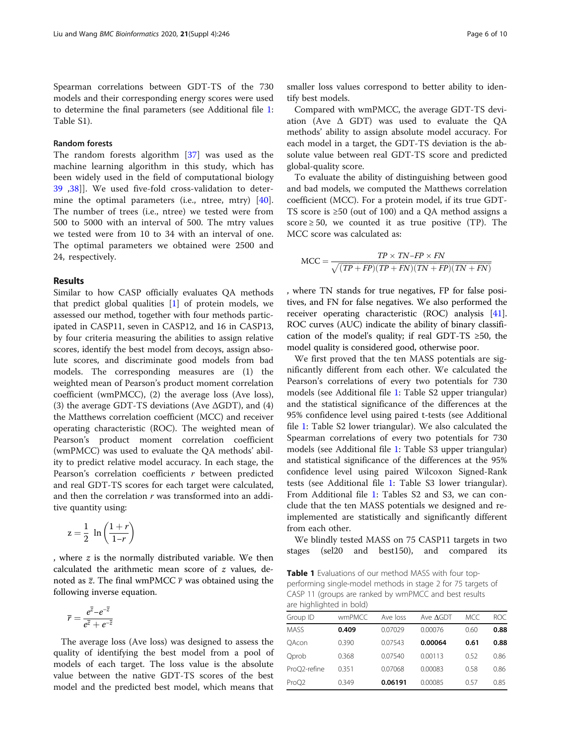Spearman correlations between GDT-TS of the 730 models and their corresponding energy scores were used to determine the final parameters (see Additional file 1: Table S1).

### Random forests

The random forests algorithm [37] was used as the machine learning algorithm in this study, which has been widely used in the field of computational biology 39 ,38]]. We used five-fold cross-validation to determine the optimal parameters (i.e., ntree, mtry) [40]. The number of trees (i.e., ntree) we tested were from 500 to 5000 with an interval of 500. The mtry values we tested were from 10 to 34 with an interval of one. The optimal parameters we obtained were 2500 and 24, respectively.

## Results

Similar to how CASP officially evaluates QA methods that predict global qualities [1] of protein models, we assessed our method, together with four methods participated in CASP11, seven in CASP12, and 16 in CASP13, by four criteria measuring the abilities to assign relative scores, identify the best model from decoys, assign absolute scores, and discriminate good models from bad models. The corresponding measures are (1) the weighted mean of Pearson's product moment correlation coefficient (wmPMCC), (2) the average loss (Ave loss), (3) the average GDT-TS deviations (Ave ΔGDT), and (4) the Matthews correlation coefficient (MCC) and receiver operating characteristic (ROC). The weighted mean of Pearson's product moment correlation coefficient (wmPMCC) was used to evaluate the QA methods' ability to predict relative model accuracy. In each stage, the Pearson's correlation coefficients $r$ between predicted and real GDT-TS scores for each target were calculated, and then the correlation $r$ was transformed into an additive quantity using:

$$z = \frac{1}{2} \ln\left(\frac{1+r}{1-r}\right)$$

, where $z$ is the normally distributed variable. We then calculated the arithmetic mean score of $z$ values, denoted as $\bar{z}$. The final wmPMCC $\bar{r}$ was obtained using the following inverse equation.

$$\bar{r} = \frac{e^{\bar{z}} - e^{-\bar{z}}}{e^{\bar{z}} + e^{-\bar{z}}}$$

The average loss (Ave loss) was designed to assess the quality of identifying the best model from a pool of models of each target. The loss value is the absolute value between the native GDT-TS scores of the best model and the predicted best model, which means that smaller loss values correspond to better ability to identify best models.

Compared with wmPMCC, the average GDT-TS deviation (Ave Δ GDT) was used to evaluate the QA methods' ability to assign absolute model accuracy. For each model in a target, the GDT-TS deviation is the absolute value between real GDT-TS score and predicted global-quality score.

To evaluate the ability of distinguishing between good and bad models, we computed the Matthews correlation coefficient (MCC). For a protein model, if its true GDT-TS score is ≥50 (out of 100) and a QA method assigns a score ≥ 50, we counted it as true positive (TP). The MCC score was calculated as:

$$\text{MCC} = \frac{TP \times TN - FP \times FN}{\sqrt{(TP+FP)(TP+FN)(TN+FP)(TN+FN)}}$$

, where TN stands for true negatives, FP for false positives, and FN for false negatives. We also performed the receiver operating characteristic (ROC) analysis [41]. ROC curves (AUC) indicate the ability of binary classification of the model's quality; if real GDT-TS ≥50, the model quality is considered good, otherwise poor.

We first proved that the ten MASS potentials are significantly different from each other. We calculated the Pearson's correlations of every two potentials for 730 models (see Additional file 1: Table S2 upper triangular) and the statistical significance of the differences at the 95% confidence level using paired t-tests (see Additional file 1: Table S2 lower triangular). We also calculated the Spearman correlations of every two potentials for 730 models (see Additional file 1: Table S3 upper triangular) and statistical significance of the differences at the 95% confidence level using paired Wilcoxon Signed-Rank tests (see Additional file 1: Table S3 lower triangular). From Additional file 1: Tables S2 and S3, we can conclude that the ten MASS potentials we designed and re-implemented are statistically and significantly different from each other.

We blindly tested MASS on 75 CASP11 targets in two stages (sel20 and best150), and compared its

**Table 1** Evaluations of our method MASS with four top-performing single-model methods in stage 2 for 75 targets of CASP 11 (groups are ranked by wmPMCC and best results are highlighted in bold)

| Group ID | wmPMCC | Ave loss | Ave ΔGDT | MCC | ROC |
|---|---|---|---|---|---|
| MASS | **0.409** | 0.07029 | 0.00076 | 0.60 | **0.88** |
| QAcon | 0.390 | 0.07543 | **0.00064** | **0.61** | **0.88** |
| Qprob | 0.368 | 0.07540 | 0.00113 | 0.52 | 0.86 |
| ProQ2-refine | 0.351 | 0.07068 | 0.00083 | 0.58 | 0.86 |
| ProQ2 | 0.349 | **0.06191** | 0.00085 | 0.57 | 0.85 |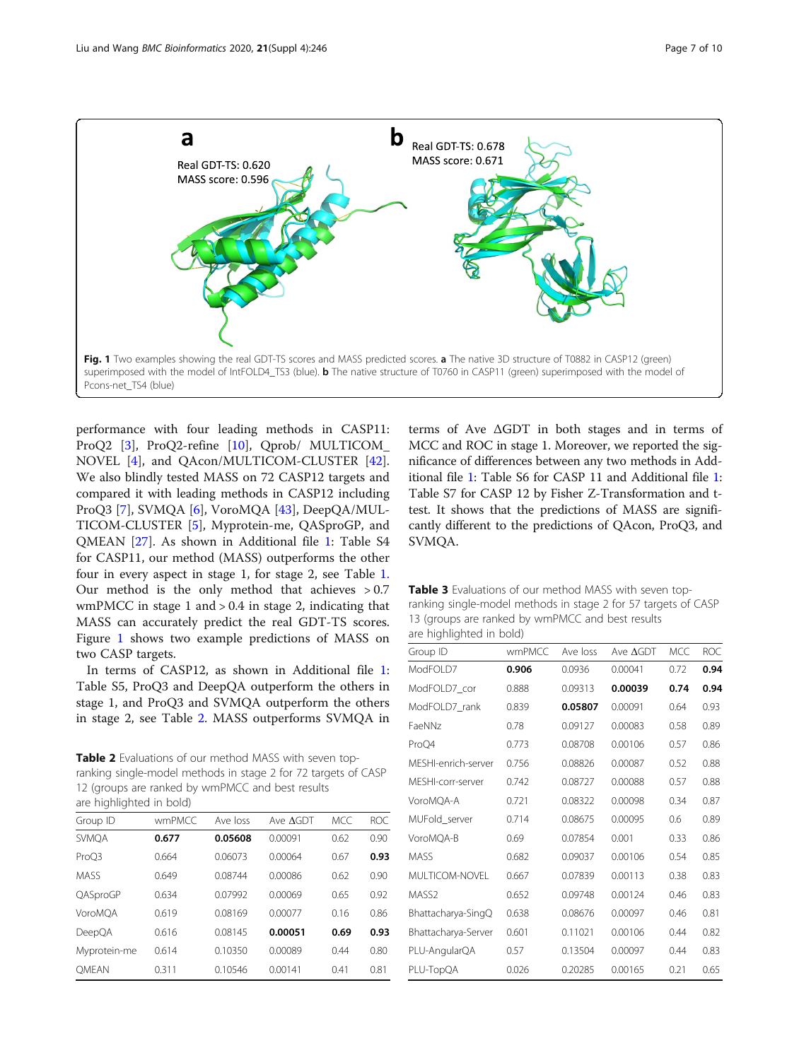Real GDT-TS: 0.620
MASS score: 0.596

Real GDT-TS: 0.678
MASS score: 0.671

**Fig. 1** Two examples showing the real GDT-TS scores and MASS predicted scores. **a** The native 3D structure of T0882 in CASP12 (green) superimposed with the model of IntFOLD4_TS3 (blue). **b** The native structure of T0760 in CASP11 (green) superimposed with the model of Pcons-net_TS4 (blue)

performance with four leading methods in CASP11: ProQ2 [3], ProQ2-refine [10], Qprob/ MULTICOM_NOVEL [4], and QAcon/MULTICOM-CLUSTER [42]. We also blindly tested MASS on 72 CASP12 targets and compared it with leading methods in CASP12 including ProQ3 [7], SVMQA [6], VoroMQA [43], DeepQA/MULTICOM-CLUSTER [5], Myprotein-me, QASproGP, and QMEAN [27]. As shown in Additional file 1: Table S4 for CASP11, our method (MASS) outperforms the other four in every aspect in stage 1, for stage 2, see Table 1. Our method is the only method that achieves > 0.7 wmPMCC in stage 1 and > 0.4 in stage 2, indicating that MASS can accurately predict the real GDT-TS scores. Figure 1 shows two example predictions of MASS on two CASP targets.

In terms of CASP12, as shown in Additional file 1: Table S5, ProQ3 and DeepQA outperform the others in stage 1, and ProQ3 and SVMQA outperform the others in stage 2, see Table 2. MASS outperforms SVMQA in terms of Ave ΔGDT in both stages and in terms of MCC and ROC in stage 1. Moreover, we reported the significance of differences between any two methods in Additional file 1: Table S6 for CASP 11 and Additional file 1: Table S7 for CASP 12 by Fisher Z-Transformation and t-test. It shows that the predictions of MASS are significantly different to the predictions of QAcon, ProQ3, and SVMQA.

**Table 2** Evaluations of our method MASS with seven top-ranking single-model methods in stage 2 for 72 targets of CASP 12 (groups are ranked by wmPMCC and best results are highlighted in bold)

| Group ID | wmPMCC | Ave loss | Ave ΔGDT | MCC | ROC |
|---|---|---|---|---|---|
| SVMQA | **0.677** | **0.05608** | 0.00091 | 0.62 | 0.90 |
| ProQ3 | 0.664 | 0.06073 | 0.00064 | 0.67 | **0.93** |
| MASS | 0.649 | 0.08744 | 0.00086 | 0.62 | 0.90 |
| QASproGP | 0.634 | 0.07992 | 0.00069 | 0.65 | 0.92 |
| VoroMQA | 0.619 | 0.08169 | 0.00077 | 0.16 | 0.86 |
| DeepQA | 0.616 | 0.08145 | **0.00051** | **0.69** | **0.93** |
| Myprotein-me | 0.614 | 0.10350 | 0.00089 | 0.44 | 0.80 |
| QMEAN | 0.311 | 0.10546 | 0.00141 | 0.41 | 0.81 |

**Table 3** Evaluations of our method MASS with seven top-ranking single-model methods in stage 2 for 57 targets of CASP 13 (groups are ranked by wmPMCC and best results are highlighted in bold)

| Group ID | wmPMCC | Ave loss | Ave ΔGDT | MCC | ROC |
|---|---|---|---|---|---|
| ModFOLD7 | **0.906** | 0.0936 | 0.00041 | 0.72 | **0.94** |
| ModFOLD7_cor | 0.888 | 0.09313 | **0.00039** | **0.74** | **0.94** |
| ModFOLD7_rank | 0.839 | **0.05807** | 0.00091 | 0.64 | 0.93 |
| FaeNNz | 0.78 | 0.09127 | 0.00083 | 0.58 | 0.89 |
| ProQ4 | 0.773 | 0.08708 | 0.00106 | 0.57 | 0.86 |
| MESHI-enrich-server | 0.756 | 0.08826 | 0.00087 | 0.52 | 0.88 |
| MESHI-corr-server | 0.742 | 0.08727 | 0.00088 | 0.57 | 0.88 |
| VoroMQA-A | 0.721 | 0.08322 | 0.00098 | 0.34 | 0.87 |
| MUFold_server | 0.714 | 0.08675 | 0.00095 | 0.6 | 0.89 |
| VoroMQA-B | 0.69 | 0.07854 | 0.001 | 0.33 | 0.86 |
| MASS | 0.682 | 0.09037 | 0.00106 | 0.54 | 0.85 |
| MULTICOM-NOVEL | 0.667 | 0.07839 | 0.00113 | 0.38 | 0.83 |
| MASS2 | 0.652 | 0.09748 | 0.00124 | 0.46 | 0.83 |
| Bhattacharya-SingQ | 0.638 | 0.08676 | 0.00097 | 0.46 | 0.81 |
| Bhattacharya-Server | 0.601 | 0.11021 | 0.00106 | 0.44 | 0.82 |
| PLU-AngularQA | 0.57 | 0.13504 | 0.00097 | 0.44 | 0.83 |
| PLU-TopQA | 0.026 | 0.20285 | 0.00165 | 0.21 | 0.65 |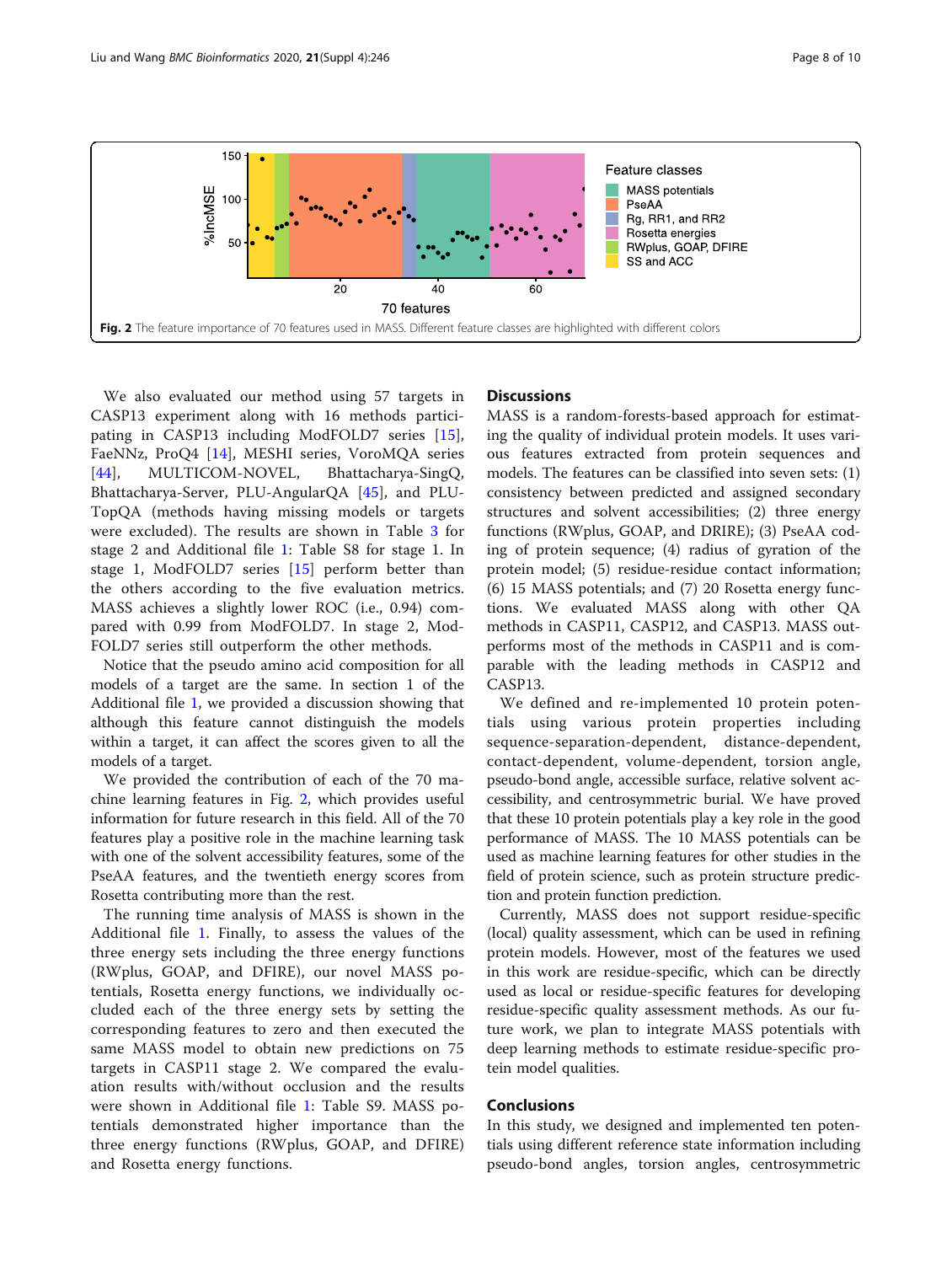Fig. 2 The feature importance of 70 features used in MASS. Different feature classes are highlighted with different colors

We also evaluated our method using 57 targets in CASP13 experiment along with 16 methods participating in CASP13 including ModFOLD7 series [15], FaeNNz, ProQ4 [14], MESHI series, VoroMQA series [44], MULTICOM-NOVEL, Bhattacharya-SingQ, Bhattacharya-Server, PLU-AngularQA [45], and PLU-TopQA (methods having missing models or targets were excluded). The results are shown in Table 3 for stage 2 and Additional file 1: Table S8 for stage 1. In stage 1, ModFOLD7 series [15] perform better than the others according to the five evaluation metrics. MASS achieves a slightly lower ROC (i.e., 0.94) compared with 0.99 from ModFOLD7. In stage 2, ModFOLD7 series still outperform the other methods.

Notice that the pseudo amino acid composition for all models of a target are the same. In section 1 of the Additional file 1, we provided a discussion showing that although this feature cannot distinguish the models within a target, it can affect the scores given to all the models of a target.

We provided the contribution of each of the 70 machine learning features in Fig. 2, which provides useful information for future research in this field. All of the 70 features play a positive role in the machine learning task with one of the solvent accessibility features, some of the PseAA features, and the twentieth energy scores from Rosetta contributing more than the rest.

The running time analysis of MASS is shown in the Additional file 1. Finally, to assess the values of the three energy sets including the three energy functions (RWplus, GOAP, and DFIRE), our novel MASS potentials, Rosetta energy functions, we individually occluded each of the three energy sets by setting the corresponding features to zero and then executed the same MASS model to obtain new predictions on 75 targets in CASP11 stage 2. We compared the evaluation results with/without occlusion and the results were shown in Additional file 1: Table S9. MASS potentials demonstrated higher importance than the three energy functions (RWplus, GOAP, and DFIRE) and Rosetta energy functions.

## Discussions

MASS is a random-forests-based approach for estimating the quality of individual protein models. It uses various features extracted from protein sequences and models. The features can be classified into seven sets: (1) consistency between predicted and assigned secondary structures and solvent accessibilities; (2) three energy functions (RWplus, GOAP, and DRIRE); (3) PseAA coding of protein sequence; (4) radius of gyration of the protein model; (5) residue-residue contact information; (6) 15 MASS potentials; and (7) 20 Rosetta energy functions. We evaluated MASS along with other QA methods in CASP11, CASP12, and CASP13. MASS outperforms most of the methods in CASP11 and is comparable with the leading methods in CASP12 and CASP13.

We defined and re-implemented 10 protein potentials using various protein properties including sequence-separation-dependent, distance-dependent, contact-dependent, volume-dependent, torsion angle, pseudo-bond angle, accessible surface, relative solvent accessibility, and centrosymmetric burial. We have proved that these 10 protein potentials play a key role in the good performance of MASS. The 10 MASS potentials can be used as machine learning features for other studies in the field of protein science, such as protein structure prediction and protein function prediction.

Currently, MASS does not support residue-specific (local) quality assessment, which can be used in refining protein models. However, most of the features we used in this work are residue-specific, which can be directly used as local or residue-specific features for developing residue-specific quality assessment methods. As our future work, we plan to integrate MASS potentials with deep learning methods to estimate residue-specific protein model qualities.

## Conclusions

In this study, we designed and implemented ten potentials using different reference state information including pseudo-bond angles, torsion angles, centrosymmetric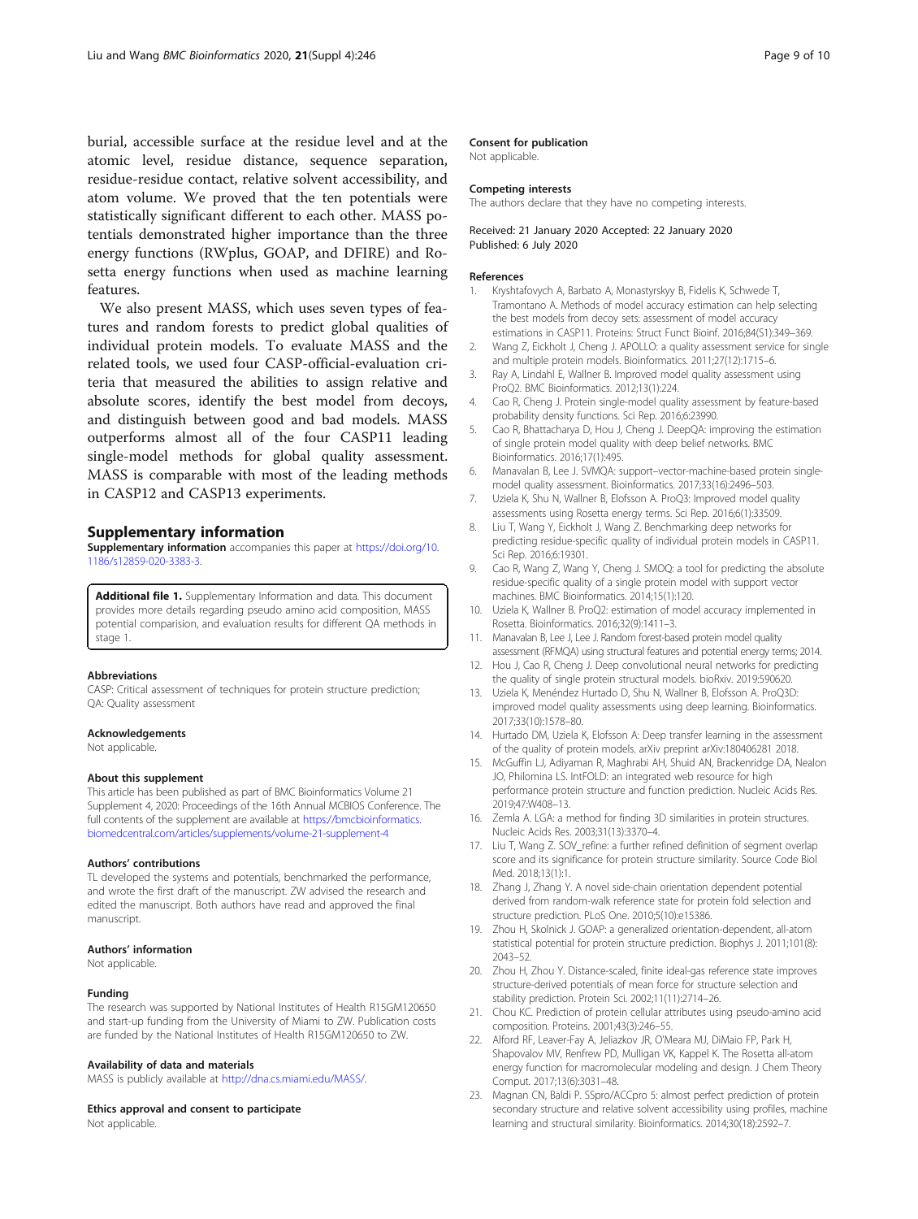burial, accessible surface at the residue level and at the atomic level, residue distance, sequence separation, residue-residue contact, relative solvent accessibility, and atom volume. We proved that the ten potentials were statistically significant different to each other. MASS potentials demonstrated higher importance than the three energy functions (RWplus, GOAP, and DFIRE) and Rosetta energy functions when used as machine learning features.

We also present MASS, which uses seven types of features and random forests to predict global qualities of individual protein models. To evaluate MASS and the related tools, we used four CASP-official-evaluation criteria that measured the abilities to assign relative and absolute scores, identify the best model from decoys, and distinguish between good and bad models. MASS outperforms almost all of the four CASP11 leading single-model methods for global quality assessment. MASS is comparable with most of the leading methods in CASP12 and CASP13 experiments.

## Supplementary information

**Supplementary information** accompanies this paper at https://doi.org/10.1186/s12859-020-3383-3.

**Additional file 1.** Supplementary Information and data. This document provides more details regarding pseudo amino acid composition, MASS potential comparision, and evaluation results for different QA methods in stage 1.

#### Abbreviations
CASP: Critical assessment of techniques for protein structure prediction; QA: Quality assessment

#### Acknowledgements
Not applicable.

#### About this supplement
This article has been published as part of BMC Bioinformatics Volume 21 Supplement 4, 2020: Proceedings of the 16th Annual MCBIOS Conference. The full contents of the supplement are available at https://bmcbioinformatics.biomedcentral.com/articles/supplements/volume-21-supplement-4

#### Authors' contributions
TL developed the systems and potentials, benchmarked the performance, and wrote the first draft of the manuscript. ZW advised the research and edited the manuscript. Both authors have read and approved the final manuscript.

#### Authors' information
Not applicable.

#### Funding
The research was supported by National Institutes of Health R15GM120650 and start-up funding from the University of Miami to ZW. Publication costs are funded by the National Institutes of Health R15GM120650 to ZW.

#### Availability of data and materials
MASS is publicly available at http://dna.cs.miami.edu/MASS/.

#### Ethics approval and consent to participate
Not applicable.

#### Consent for publication
Not applicable.

#### Competing interests
The authors declare that they have no competing interests.

Received: 21 January 2020 Accepted: 22 January 2020
Published: 6 July 2020

#### References

1. Kryshtafovych A, Barbato A, Monastyrskyy B, Fidelis K, Schwede T, Tramontano A. Methods of model accuracy estimation can help selecting the best models from decoy sets: assessment of model accuracy estimations in CASP11. Proteins: Struct Funct Bioinf. 2016;84(S1):349–369.
2. Wang Z, Eickholt J, Cheng J. APOLLO: a quality assessment service for single and multiple protein models. Bioinformatics. 2011;27(12):1715–6.
3. Ray A, Lindahl E, Wallner B. Improved model quality assessment using ProQ2. BMC Bioinformatics. 2012;13(1):224.
4. Cao R, Cheng J. Protein single-model quality assessment by feature-based probability density functions. Sci Rep. 2016;6:23990.
5. Cao R, Bhattacharya D, Hou J, Cheng J. DeepQA: improving the estimation of single protein model quality with deep belief networks. BMC Bioinformatics. 2016;17(1):495.
6. Manavalan B, Lee J. SVMQA: support–vector-machine-based protein single-model quality assessment. Bioinformatics. 2017;33(16):2496–503.
7. Uziela K, Shu N, Wallner B, Elofsson A. ProQ3: Improved model quality assessments using Rosetta energy terms. Sci Rep. 2016;6(1):33509.
8. Liu T, Wang Y, Eickholt J, Wang Z. Benchmarking deep networks for predicting residue-specific quality of individual protein models in CASP11. Sci Rep. 2016;6:19301.
9. Cao R, Wang Z, Wang Y, Cheng J. SMOQ: a tool for predicting the absolute residue-specific quality of a single protein model with support vector machines. BMC Bioinformatics. 2014;15(1):120.
10. Uziela K, Wallner B. ProQ2: estimation of model accuracy implemented in Rosetta. Bioinformatics. 2016;32(9):1411–3.
11. Manavalan B, Lee J, Lee J. Random forest-based protein model quality assessment (RFMQA) using structural features and potential energy terms; 2014.
12. Hou J, Cao R, Cheng J. Deep convolutional neural networks for predicting the quality of single protein structural models. bioRxiv. 2019:590620.
13. Uziela K, Menéndez Hurtado D, Shu N, Wallner B, Elofsson A. ProQ3D: improved model quality assessments using deep learning. Bioinformatics. 2017;33(10):1578–80.
14. Hurtado DM, Uziela K, Elofsson A: Deep transfer learning in the assessment of the quality of protein models. arXiv preprint arXiv:180406281 2018.
15. McGuffin LJ, Adiyaman R, Maghrabi AH, Shuid AN, Brackenridge DA, Nealon JO, Philomina LS. IntFOLD: an integrated web resource for high performance protein structure and function prediction. Nucleic Acids Res. 2019;47:W408–13.
16. Zemla A. LGA: a method for finding 3D similarities in protein structures. Nucleic Acids Res. 2003;31(13):3370–4.
17. Liu T, Wang Z. SOV_refine: a further refined definition of segment overlap score and its significance for protein structure similarity. Source Code Biol Med. 2018;13(1):1.
18. Zhang J, Zhang Y. A novel side-chain orientation dependent potential derived from random-walk reference state for protein fold selection and structure prediction. PLoS One. 2010;5(10):e15386.
19. Zhou H, Skolnick J. GOAP: a generalized orientation-dependent, all-atom statistical potential for protein structure prediction. Biophys J. 2011;101(8):2043–52.
20. Zhou H, Zhou Y. Distance-scaled, finite ideal-gas reference state improves structure-derived potentials of mean force for structure selection and stability prediction. Protein Sci. 2002;11(11):2714–26.
21. Chou KC. Prediction of protein cellular attributes using pseudo-amino acid composition. Proteins. 2001;43(3):246–55.
22. Alford RF, Leaver-Fay A, Jeliazkov JR, O'Meara MJ, DiMaio FP, Park H, Shapovalov MV, Renfrew PD, Mulligan VK, Kappel K. The Rosetta all-atom energy function for macromolecular modeling and design. J Chem Theory Comput. 2017;13(6):3031–48.
23. Magnan CN, Baldi P. SSpro/ACCpro 5: almost perfect prediction of protein secondary structure and relative solvent accessibility using profiles, machine learning and structural similarity. Bioinformatics. 2014;30(18):2592–7.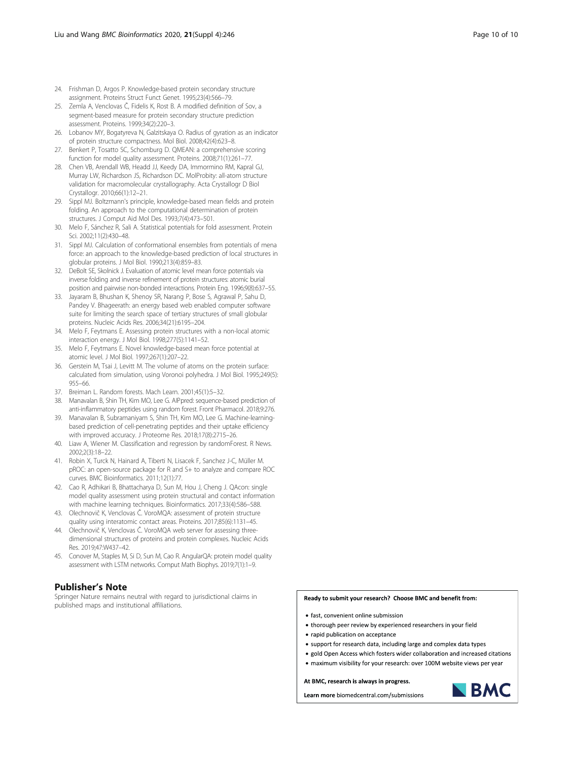24. Frishman D, Argos P. Knowledge-based protein secondary structure assignment. Proteins Struct Funct Genet. 1995;23(4):566–79.
25. Zemla A, Venclovas Č, Fidelis K, Rost B. A modified definition of Sov, a segment-based measure for protein secondary structure prediction assessment. Proteins. 1999;34(2):220–3.
26. Lobanov MY, Bogatyreva N, Galzitskaya O. Radius of gyration as an indicator of protein structure compactness. Mol Biol. 2008;42(4):623–8.
27. Benkert P, Tosatto SC, Schomburg D. QMEAN: a comprehensive scoring function for model quality assessment. Proteins. 2008;71(1):261–77.
28. Chen VB, Arendall WB, Headd JJ, Keedy DA, Immormino RM, Kapral GJ, Murray LW, Richardson JS, Richardson DC. MolProbity: all-atom structure validation for macromolecular crystallography. Acta Crystallogr D Biol Crystallogr. 2010;66(1):12–21.
29. Sippl MJ. Boltzmann's principle, knowledge-based mean fields and protein folding. An approach to the computational determination of protein structures. J Comput Aid Mol Des. 1993;7(4):473–501.
30. Melo F, Sánchez R, Sali A. Statistical potentials for fold assessment. Protein Sci. 2002;11(2):430–48.
31. Sippl MJ. Calculation of conformational ensembles from potentials of mena force: an approach to the knowledge-based prediction of local structures in globular proteins. J Mol Biol. 1990;213(4):859–83.
32. DeBolt SE, Skolnick J. Evaluation of atomic level mean force potentials via inverse folding and inverse refinement of protein structures: atomic burial position and pairwise non-bonded interactions. Protein Eng. 1996;9(8):637–55.
33. Jayaram B, Bhushan K, Shenoy SR, Narang P, Bose S, Agrawal P, Sahu D, Pandey V. Bhageerath: an energy based web enabled computer software suite for limiting the search space of tertiary structures of small globular proteins. Nucleic Acids Res. 2006;34(21):6195–204.
34. Melo F, Feytmans E. Assessing protein structures with a non-local atomic interaction energy. J Mol Biol. 1998;277(5):1141–52.
35. Melo F, Feytmans E. Novel knowledge-based mean force potential at atomic level. J Mol Biol. 1997;267(1):207–22.
36. Gerstein M, Tsai J, Levitt M. The volume of atoms on the protein surface: calculated from simulation, using Voronoi polyhedra. J Mol Biol. 1995;249(5): 955–66.
37. Breiman L. Random forests. Mach Learn. 2001;45(1):5–32.
38. Manavalan B, Shin TH, Kim MO, Lee G. AIPpred: sequence-based prediction of anti-inflammatory peptides using random forest. Front Pharmacol. 2018;9:276.
39. Manavalan B, Subramaniyam S, Shin TH, Kim MO, Lee G. Machine-learning-based prediction of cell-penetrating peptides and their uptake efficiency with improved accuracy. J Proteome Res. 2018;17(8):2715–26.
40. Liaw A, Wiener M. Classification and regression by randomForest. R News. 2002;2(3):18–22.
41. Robin X, Turck N, Hainard A, Tiberti N, Lisacek F, Sanchez J-C, Müller M. pROC: an open-source package for R and S+ to analyze and compare ROC curves. BMC Bioinformatics. 2011;12(1):77.
42. Cao R, Adhikari B, Bhattacharya D, Sun M, Hou J, Cheng J. QAcon: single model quality assessment using protein structural and contact information with machine learning techniques. Bioinformatics. 2017;33(4):586–588.
43. Olechnovič K, Venclovas Č. VoroMQA: assessment of protein structure quality using interatomic contact areas. Proteins. 2017;85(6):1131–45.
44. Olechnovič K, Venclovas Č. VoroMQA web server for assessing three-dimensional structures of proteins and protein complexes. Nucleic Acids Res. 2019;47:W437–42.
45. Conover M, Staples M, Si D, Sun M, Cao R. AngularQA: protein model quality assessment with LSTM networks. Comput Math Biophys. 2019;7(1):1–9.

## Publisher's Note

Springer Nature remains neutral with regard to jurisdictional claims in published maps and institutional affiliations.

**Ready to submit your research? Choose BMC and benefit from:**

- fast, convenient online submission
- thorough peer review by experienced researchers in your field
- rapid publication on acceptance
- support for research data, including large and complex data types
- gold Open Access which fosters wider collaboration and increased citations
- maximum visibility for your research: over 100M website views per year

**At BMC, research is always in progress.**

**Learn more** biomedcentral.com/submissions

BMC